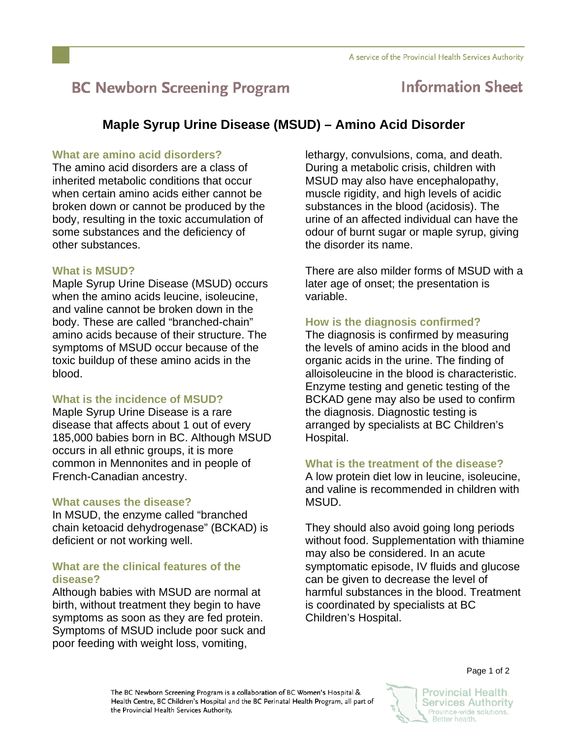# BC Newborn Screening Program

## Information Sheet

## Maple Syrup Urine Disease (MSUD) – Amino Acid Disorder

### What are amino acid disorders?

The amino acid disorders are a class of inherited metabolic conditions that occur when certain amino acids either cannot be broken down or cannot be produced by the body, resulting in the toxic accumulation of some substances and the deficiency of other substances.

### What is MSUD?

Maple Syrup Urine Disease (MSUD) occurs when the amino acids leucine, isoleucine, and valine cannot be broken down in the body. These are called "branched-chain" amino acids because of their structure. The symptoms of MSUD occur because of the toxic buildup of these amino acids in the blood.

### What is the incidence of MSUD?

Maple Syrup Urine Disease is a rare disease that affects about 1 out of every 185,000 babies born in BC. Although MSUD occurs in all ethnic groups, it is more common in Mennonites and in people of French-Canadian ancestry.

### What causes the disease?

In MSUD, the enzyme called "branched chain ketoacid dehydrogenase" (BCKAD) is deficient or not working well.

### What are the clinical features of the disease?

Although babies with MSUD are normal at birth, without treatment they begin to have symptoms as soon as they are fed protein. Symptoms of MSUD include poor suck and poor feeding with weight loss, vomiting, lethargy, convulsions, coma, and death. During a metabolic crisis, children with MSUD may also have encephalopathy, muscle rigidity, and high levels of acidic substances in the blood (acidosis). The urine of an affected individual can have the odour of burnt sugar or maple syrup, giving the disorder its name.

There are also milder forms of MSUD with a later age of onset; the presentation is variable.

### How is the diagnosis confirmed?

The diagnosis is confirmed by measuring the levels of amino acids in the blood and organic acids in the urine. The finding of alloisoleucine in the blood is characteristic. Enzyme testing and genetic testing of the BCKAD gene may also be used to confirm the diagnosis. Diagnostic testing is arranged by specialists at BC Children's Hospital.

### What is the treatment of the disease?

A low protein diet low in leucine, isoleucine, and valine is recommended in children with MSUD.

They should also avoid going long periods without food. Supplementation with thiamine may also be considered. In an acute symptomatic episode, IV fluids and glucose can be given to decrease the level of harmful substances in the blood. Treatment is coordinated by specialists at BC Children's Hospital.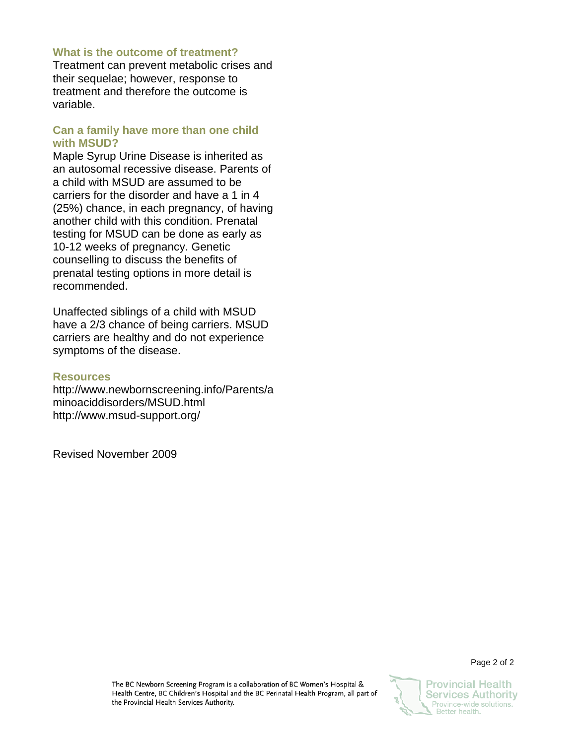## What is the outcome of treatment?

Treatment can prevent metabolic crises and their sequelae; however, response to treatment and therefore the outcome is variable.

## Can a family have more than one child with MSUD?

Maple Syrup Urine Disease is inherited as an autosomal recessive disease. Parents of a child with MSUD are assumed to be carriers for the disorder and have a 1 in 4 (25%) chance, in each pregnancy, of having another child with this condition. Prenatal testing for MSUD can be done as early as 10-12 weeks of pregnancy. Genetic counselling to discuss the benefits of prenatal testing options in more detail is recommended.

Unaffected siblings of a child with MSUD have a 2/3 chance of being carriers. MSUD carriers are healthy and do not experience symptoms of the disease.

## Resources

http://www.newbornscreening.info/Parents/aminoaciddisorders/MSUD.html
http://www.msud-support.org/

Revised November 2009

The BC Newborn Screening Program is a collaboration of BC Women's Hospital & Health Centre, BC Children's Hospital and the BC Perinatal Health Program, all part of the Provincial Health Services Authority.

Provincial Health Services Authority
Province-wide solutions. Better health.